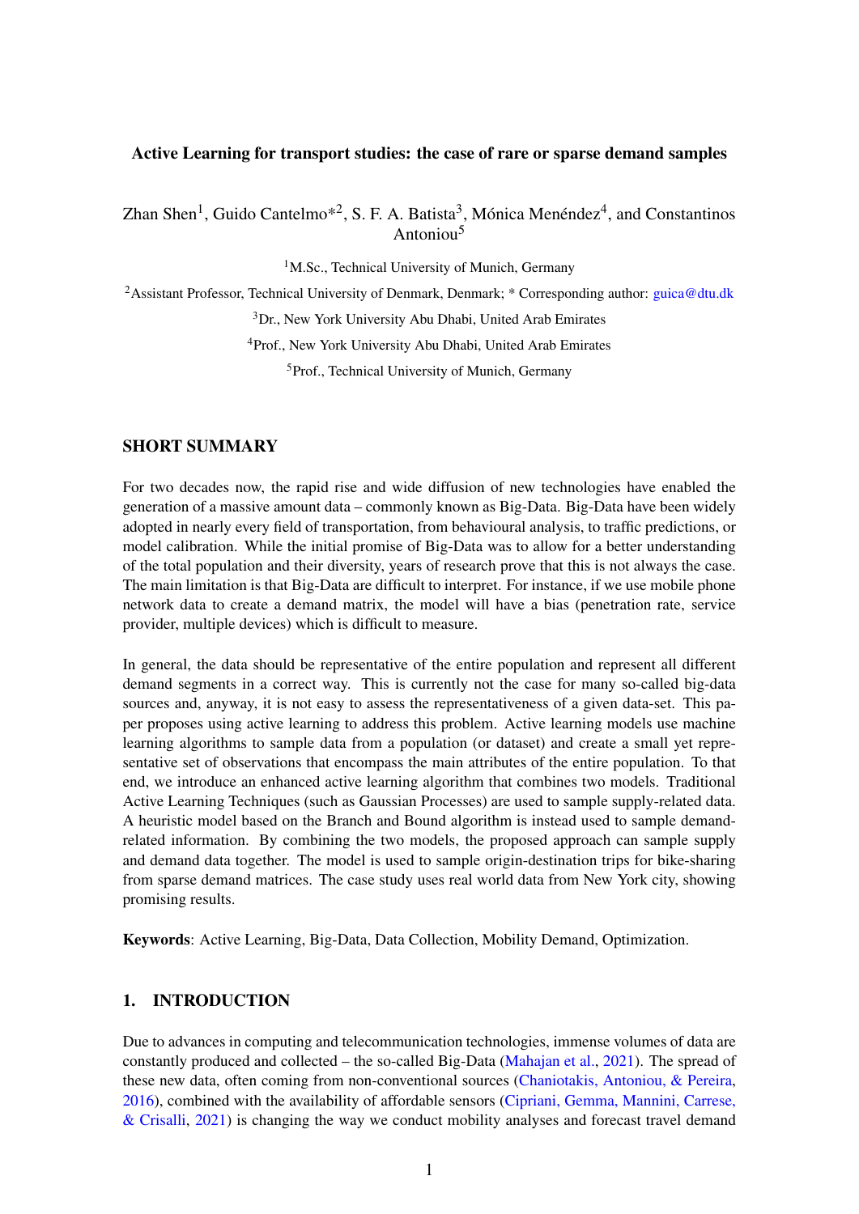# Active Learning for transport studies: the case of rare or sparse demand samples

Zhan Shen[1], Guido Cantelmo*[2], S. F. A. Batista[3], Mónica Menéndez[4], and Constantinos Antoniou[5]

[1]M.Sc., Technical University of Munich, Germany

[2]Assistant Professor, Technical University of Denmark, Denmark; * Corresponding author: guica@dtu.dk

[3]Dr., New York University Abu Dhabi, United Arab Emirates

[4]Prof., New York University Abu Dhabi, United Arab Emirates

[5]Prof., Technical University of Munich, Germany

## SHORT SUMMARY

For two decades now, the rapid rise and wide diffusion of new technologies have enabled the generation of a massive amount data – commonly known as Big-Data. Big-Data have been widely adopted in nearly every field of transportation, from behavioural analysis, to traffic predictions, or model calibration. While the initial promise of Big-Data was to allow for a better understanding of the total population and their diversity, years of research prove that this is not always the case. The main limitation is that Big-Data are difficult to interpret. For instance, if we use mobile phone network data to create a demand matrix, the model will have a bias (penetration rate, service provider, multiple devices) which is difficult to measure.

In general, the data should be representative of the entire population and represent all different demand segments in a correct way. This is currently not the case for many so-called big-data sources and, anyway, it is not easy to assess the representativeness of a given data-set. This paper proposes using active learning to address this problem. Active learning models use machine learning algorithms to sample data from a population (or dataset) and create a small yet representative set of observations that encompass the main attributes of the entire population. To that end, we introduce an enhanced active learning algorithm that combines two models. Traditional Active Learning Techniques (such as Gaussian Processes) are used to sample supply-related data. A heuristic model based on the Branch and Bound algorithm is instead used to sample demand-related information. By combining the two models, the proposed approach can sample supply and demand data together. The model is used to sample origin-destination trips for bike-sharing from sparse demand matrices. The case study uses real world data from New York city, showing promising results.

**Keywords**: Active Learning, Big-Data, Data Collection, Mobility Demand, Optimization.

## 1. INTRODUCTION

Due to advances in computing and telecommunication technologies, immense volumes of data are constantly produced and collected – the so-called Big-Data (Mahajan et al., 2021). The spread of these new data, often coming from non-conventional sources (Chaniotakis, Antoniou, & Pereira, 2016), combined with the availability of affordable sensors (Cipriani, Gemma, Mannini, Carrese, & Crisalli, 2021) is changing the way we conduct mobility analyses and forecast travel demand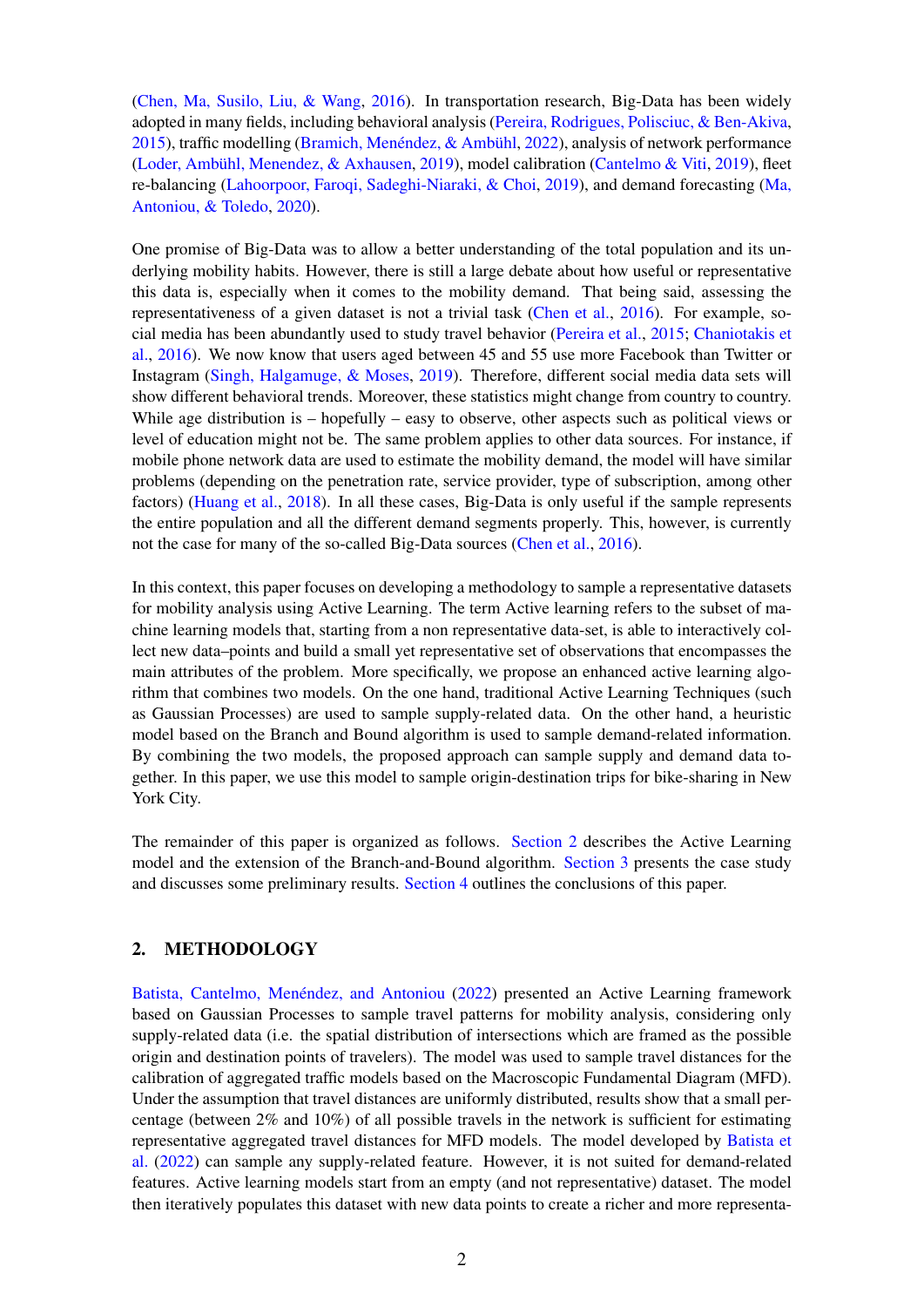(Chen, Ma, Susilo, Liu, & Wang, 2016). In transportation research, Big-Data has been widely adopted in many fields, including behavioral analysis (Pereira, Rodrigues, Polisciuc, & Ben-Akiva, 2015), traffic modelling (Bramich, Menéndez, & Ambühl, 2022), analysis of network performance (Loder, Ambühl, Menendez, & Axhausen, 2019), model calibration (Cantelmo & Viti, 2019), fleet re-balancing (Lahoorpoor, Faroqi, Sadeghi-Niaraki, & Choi, 2019), and demand forecasting (Ma, Antoniou, & Toledo, 2020).

One promise of Big-Data was to allow a better understanding of the total population and its underlying mobility habits. However, there is still a large debate about how useful or representative this data is, especially when it comes to the mobility demand. That being said, assessing the representativeness of a given dataset is not a trivial task (Chen et al., 2016). For example, social media has been abundantly used to study travel behavior (Pereira et al., 2015; Chaniotakis et al., 2016). We now know that users aged between 45 and 55 use more Facebook than Twitter or Instagram (Singh, Halgamuge, & Moses, 2019). Therefore, different social media data sets will show different behavioral trends. Moreover, these statistics might change from country to country. While age distribution is – hopefully – easy to observe, other aspects such as political views or level of education might not be. The same problem applies to other data sources. For instance, if mobile phone network data are used to estimate the mobility demand, the model will have similar problems (depending on the penetration rate, service provider, type of subscription, among other factors) (Huang et al., 2018). In all these cases, Big-Data is only useful if the sample represents the entire population and all the different demand segments properly. This, however, is currently not the case for many of the so-called Big-Data sources (Chen et al., 2016).

In this context, this paper focuses on developing a methodology to sample a representative datasets for mobility analysis using Active Learning. The term Active learning refers to the subset of machine learning models that, starting from a non representative data-set, is able to interactively collect new data–points and build a small yet representative set of observations that encompasses the main attributes of the problem. More specifically, we propose an enhanced active learning algorithm that combines two models. On the one hand, traditional Active Learning Techniques (such as Gaussian Processes) are used to sample supply-related data. On the other hand, a heuristic model based on the Branch and Bound algorithm is used to sample demand-related information. By combining the two models, the proposed approach can sample supply and demand data together. In this paper, we use this model to sample origin-destination trips for bike-sharing in New York City.

The remainder of this paper is organized as follows. Section 2 describes the Active Learning model and the extension of the Branch-and-Bound algorithm. Section 3 presents the case study and discusses some preliminary results. Section 4 outlines the conclusions of this paper.

## 2. METHODOLOGY

Batista, Cantelmo, Menéndez, and Antoniou (2022) presented an Active Learning framework based on Gaussian Processes to sample travel patterns for mobility analysis, considering only supply-related data (i.e. the spatial distribution of intersections which are framed as the possible origin and destination points of travelers). The model was used to sample travel distances for the calibration of aggregated traffic models based on the Macroscopic Fundamental Diagram (MFD). Under the assumption that travel distances are uniformly distributed, results show that a small percentage (between 2% and 10%) of all possible travels in the network is sufficient for estimating representative aggregated travel distances for MFD models. The model developed by Batista et al. (2022) can sample any supply-related feature. However, it is not suited for demand-related features. Active learning models start from an empty (and not representative) dataset. The model then iteratively populates this dataset with new data points to create a richer and more representa-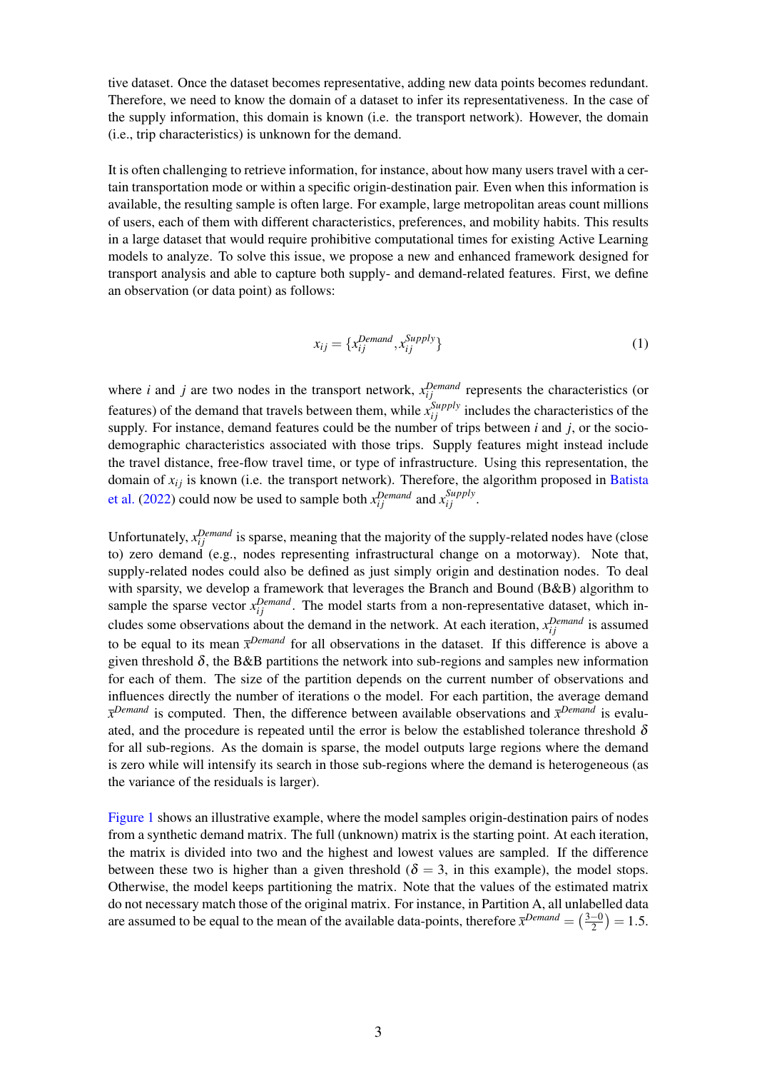tive dataset. Once the dataset becomes representative, adding new data points becomes redundant. Therefore, we need to know the domain of a dataset to infer its representativeness. In the case of the supply information, this domain is known (i.e. the transport network). However, the domain (i.e., trip characteristics) is unknown for the demand.

It is often challenging to retrieve information, for instance, about how many users travel with a certain transportation mode or within a specific origin-destination pair. Even when this information is available, the resulting sample is often large. For example, large metropolitan areas count millions of users, each of them with different characteristics, preferences, and mobility habits. This results in a large dataset that would require prohibitive computational times for existing Active Learning models to analyze. To solve this issue, we propose a new and enhanced framework designed for transport analysis and able to capture both supply- and demand-related features. First, we define an observation (or data point) as follows:

$$x_{ij} = \{x_{ij}^{Demand}, x_{ij}^{Supply}\} \tag{1}$$

where $i$ and $j$ are two nodes in the transport network, $x_{ij}^{Demand}$ represents the characteristics (or features) of the demand that travels between them, while $x_{ij}^{Supply}$ includes the characteristics of the supply. For instance, demand features could be the number of trips between $i$ and $j$, or the socio-demographic characteristics associated with those trips. Supply features might instead include the travel distance, free-flow travel time, or type of infrastructure. Using this representation, the domain of $x_{ij}$ is known (i.e. the transport network). Therefore, the algorithm proposed in Batista et al. (2022) could now be used to sample both $x_{ij}^{Demand}$ and $x_{ij}^{Supply}$.

Unfortunately, $x_{ij}^{Demand}$ is sparse, meaning that the majority of the supply-related nodes have (close to) zero demand (e.g., nodes representing infrastructural change on a motorway). Note that, supply-related nodes could also be defined as just simply origin and destination nodes. To deal with sparsity, we develop a framework that leverages the Branch and Bound (B&B) algorithm to sample the sparse vector $x_{ij}^{Demand}$. The model starts from a non-representative dataset, which includes some observations about the demand in the network. At each iteration, $x_{ij}^{Demand}$ is assumed to be equal to its mean $\bar{x}^{Demand}$ for all observations in the dataset. If this difference is above a given threshold $\delta$, the B&B partitions the network into sub-regions and samples new information for each of them. The size of the partition depends on the current number of observations and influences directly the number of iterations o the model. For each partition, the average demand $\bar{x}^{Demand}$ is computed. Then, the difference between available observations and $\bar{x}^{Demand}$ is evaluated, and the procedure is repeated until the error is below the established tolerance threshold $\delta$ for all sub-regions. As the domain is sparse, the model outputs large regions where the demand is zero while will intensify its search in those sub-regions where the demand is heterogeneous (as the variance of the residuals is larger).

Figure 1 shows an illustrative example, where the model samples origin-destination pairs of nodes from a synthetic demand matrix. The full (unknown) matrix is the starting point. At each iteration, the matrix is divided into two and the highest and lowest values are sampled. If the difference between these two is higher than a given threshold ($\delta = 3$, in this example), the model stops. Otherwise, the model keeps partitioning the matrix. Note that the values of the estimated matrix do not necessary match those of the original matrix. For instance, in Partition A, all unlabelled data are assumed to be equal to the mean of the available data-points, therefore $\bar{x}^{Demand} = \left(\frac{3-0}{2}\right) = 1.5$.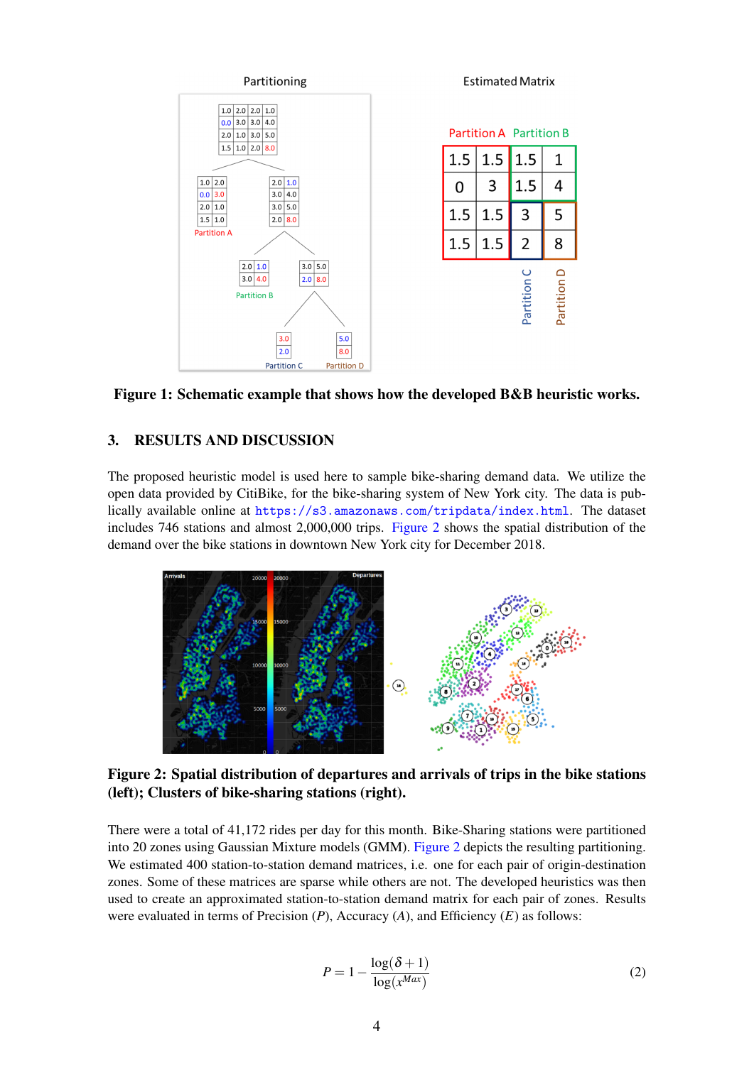**Figure 1: Schematic example that shows how the developed B&B heuristic works.**

## 3. RESULTS AND DISCUSSION

The proposed heuristic model is used here to sample bike-sharing demand data. We utilize the open data provided by CitiBike, for the bike-sharing system of New York city. The data is publically available online at https://s3.amazonaws.com/tripdata/index.html. The dataset includes 746 stations and almost 2,000,000 trips. Figure 2 shows the spatial distribution of the demand over the bike stations in downtown New York city for December 2018.

**Figure 2: Spatial distribution of departures and arrivals of trips in the bike stations (left); Clusters of bike-sharing stations (right).**

There were a total of 41,172 rides per day for this month. Bike-Sharing stations were partitioned into 20 zones using Gaussian Mixture models (GMM). Figure 2 depicts the resulting partitioning. We estimated 400 station-to-station demand matrices, i.e. one for each pair of origin-destination zones. Some of these matrices are sparse while others are not. The developed heuristics was then used to create an approximated station-to-station demand matrix for each pair of zones. Results were evaluated in terms of Precision ($P$), Accuracy ($A$), and Efficiency ($E$) as follows:

$$P = 1 - \frac{\log(\delta + 1)}{\log(x^{Max})} \tag{2}$$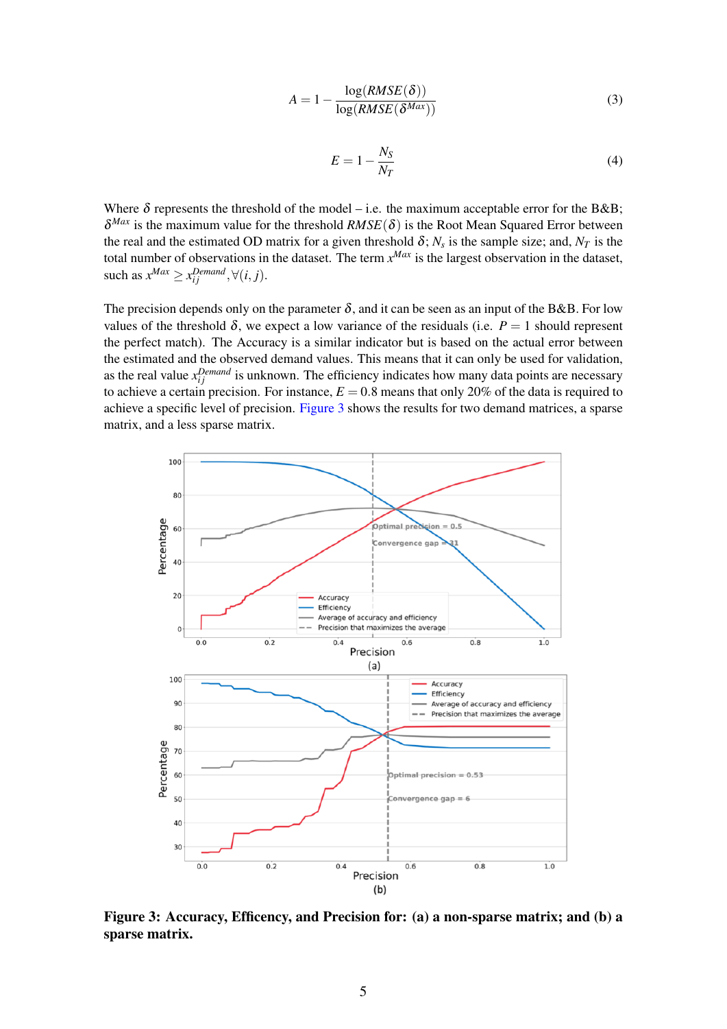$$A = 1 - \frac{\log(RMSE(\delta))}{\log(RMSE(\delta^{Max}))} \tag{3}$$

$$E = 1 - \frac{N_S}{N_T} \tag{4}$$

Where $\delta$ represents the threshold of the model – i.e. the maximum acceptable error for the B&B; $\delta^{Max}$ is the maximum value for the threshold $RMSE(\delta)$ is the Root Mean Squared Error between the real and the estimated OD matrix for a given threshold $\delta$; $N_s$ is the sample size; and, $N_T$ is the total number of observations in the dataset. The term $x^{Max}$ is the largest observation in the dataset, such as $x^{Max} \geq x_{ij}^{Demand}, \forall(i,j)$.

The precision depends only on the parameter $\delta$, and it can be seen as an input of the B&B. For low values of the threshold $\delta$, we expect a low variance of the residuals (i.e. $P = 1$ should represent the perfect match). The Accuracy is a similar indicator but is based on the actual error between the estimated and the observed demand values. This means that it can only be used for validation, as the real value $x_{ij}^{Demand}$ is unknown. The efficiency indicates how many data points are necessary to achieve a certain precision. For instance, $E = 0.8$ means that only 20% of the data is required to achieve a specific level of precision. Figure 3 shows the results for two demand matrices, a sparse matrix, and a less sparse matrix.

**Figure 3: Accuracy, Efficency, and Precision for: (a) a non-sparse matrix; and (b) a sparse matrix.**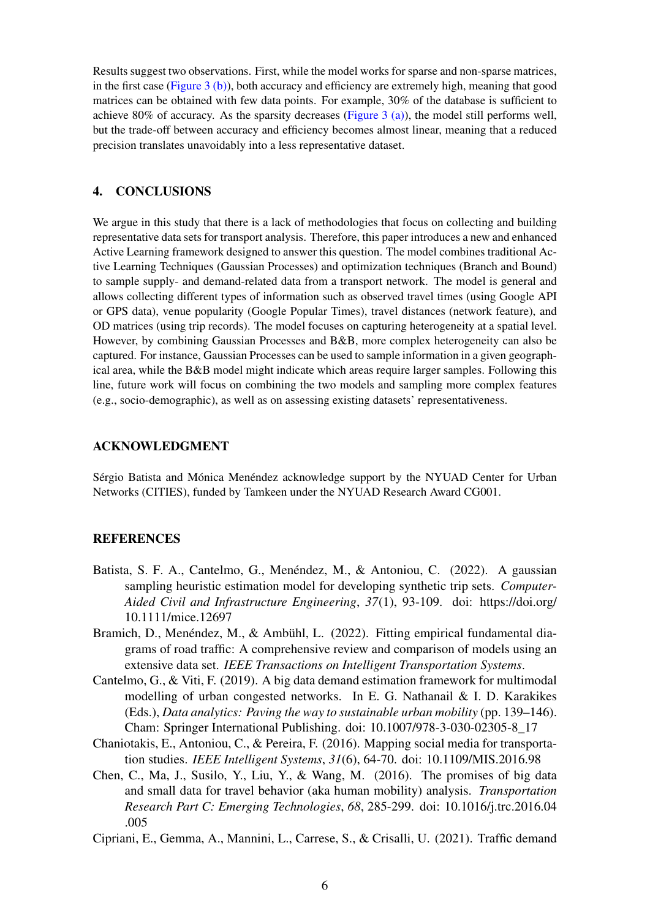Results suggest two observations. First, while the model works for sparse and non-sparse matrices, in the first case (Figure 3 (b)), both accuracy and efficiency are extremely high, meaning that good matrices can be obtained with few data points. For example, 30% of the database is sufficient to achieve 80% of accuracy. As the sparsity decreases (Figure 3 (a)), the model still performs well, but the trade-off between accuracy and efficiency becomes almost linear, meaning that a reduced precision translates unavoidably into a less representative dataset.

## 4. CONCLUSIONS

We argue in this study that there is a lack of methodologies that focus on collecting and building representative data sets for transport analysis. Therefore, this paper introduces a new and enhanced Active Learning framework designed to answer this question. The model combines traditional Active Learning Techniques (Gaussian Processes) and optimization techniques (Branch and Bound) to sample supply- and demand-related data from a transport network. The model is general and allows collecting different types of information such as observed travel times (using Google API or GPS data), venue popularity (Google Popular Times), travel distances (network feature), and OD matrices (using trip records). The model focuses on capturing heterogeneity at a spatial level. However, by combining Gaussian Processes and B&B, more complex heterogeneity can also be captured. For instance, Gaussian Processes can be used to sample information in a given geographical area, while the B&B model might indicate which areas require larger samples. Following this line, future work will focus on combining the two models and sampling more complex features (e.g., socio-demographic), as well as on assessing existing datasets' representativeness.

## ACKNOWLEDGMENT

Sérgio Batista and Mónica Menéndez acknowledge support by the NYUAD Center for Urban Networks (CITIES), funded by Tamkeen under the NYUAD Research Award CG001.

## REFERENCES

Batista, S. F. A., Cantelmo, G., Menéndez, M., & Antoniou, C. (2022). A gaussian sampling heuristic estimation model for developing synthetic trip sets. *Computer-Aided Civil and Infrastructure Engineering*, *37*(1), 93-109. doi: https://doi.org/10.1111/mice.12697

Bramich, D., Menéndez, M., & Ambühl, L. (2022). Fitting empirical fundamental diagrams of road traffic: A comprehensive review and comparison of models using an extensive data set. *IEEE Transactions on Intelligent Transportation Systems*.

Cantelmo, G., & Viti, F. (2019). A big data demand estimation framework for multimodal modelling of urban congested networks. In E. G. Nathanail & I. D. Karakikes (Eds.), *Data analytics: Paving the way to sustainable urban mobility* (pp. 139–146). Cham: Springer International Publishing. doi: 10.1007/978-3-030-02305-8_17

Chaniotakis, E., Antoniou, C., & Pereira, F. (2016). Mapping social media for transportation studies. *IEEE Intelligent Systems*, *31*(6), 64-70. doi: 10.1109/MIS.2016.98

Chen, C., Ma, J., Susilo, Y., Liu, Y., & Wang, M. (2016). The promises of big data and small data for travel behavior (aka human mobility) analysis. *Transportation Research Part C: Emerging Technologies*, *68*, 285-299. doi: 10.1016/j.trc.2016.04.005

Cipriani, E., Gemma, A., Mannini, L., Carrese, S., & Crisalli, U. (2021). Traffic demand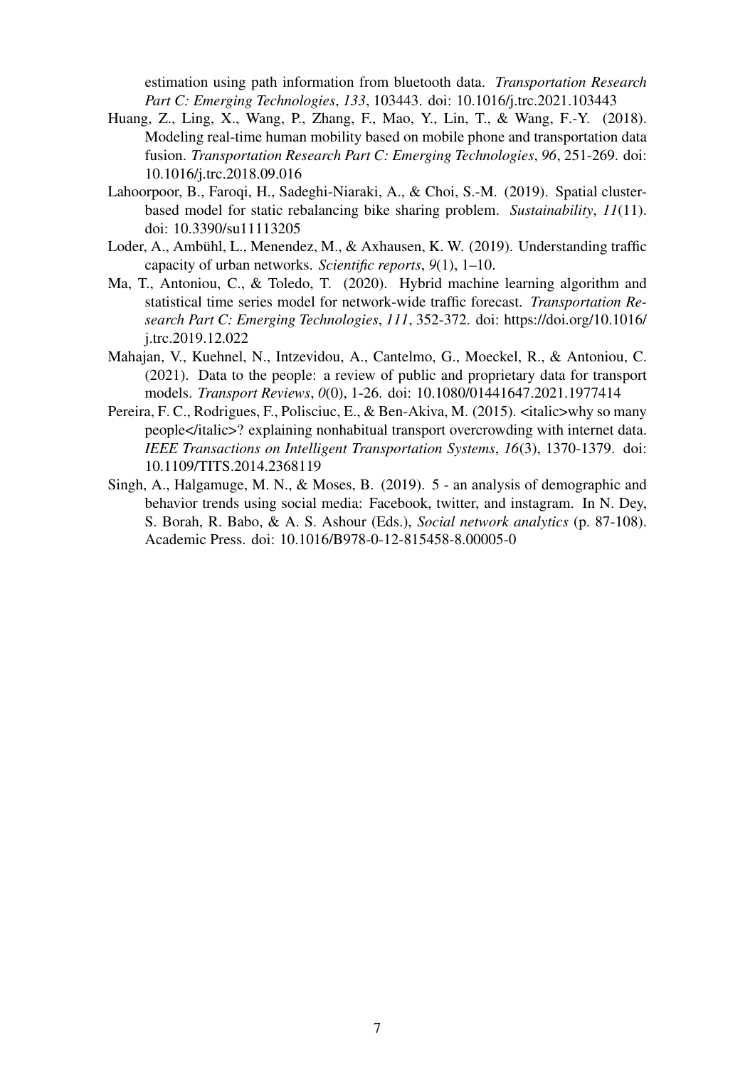estimation using path information from bluetooth data. *Transportation Research Part C: Emerging Technologies*, *133*, 103443. doi: 10.1016/j.trc.2021.103443

Huang, Z., Ling, X., Wang, P., Zhang, F., Mao, Y., Lin, T., & Wang, F.-Y. (2018). Modeling real-time human mobility based on mobile phone and transportation data fusion. *Transportation Research Part C: Emerging Technologies*, *96*, 251-269. doi: 10.1016/j.trc.2018.09.016

Lahoorpoor, B., Faroqi, H., Sadeghi-Niaraki, A., & Choi, S.-M. (2019). Spatial cluster-based model for static rebalancing bike sharing problem. *Sustainability*, *11*(11). doi: 10.3390/su11113205

Loder, A., Ambühl, L., Menendez, M., & Axhausen, K. W. (2019). Understanding traffic capacity of urban networks. *Scientific reports*, *9*(1), 1–10.

Ma, T., Antoniou, C., & Toledo, T. (2020). Hybrid machine learning algorithm and statistical time series model for network-wide traffic forecast. *Transportation Research Part C: Emerging Technologies*, *111*, 352-372. doi: https://doi.org/10.1016/j.trc.2019.12.022

Mahajan, V., Kuehnel, N., Intzevidou, A., Cantelmo, G., Moeckel, R., & Antoniou, C. (2021). Data to the people: a review of public and proprietary data for transport models. *Transport Reviews*, *0*(0), 1-26. doi: 10.1080/01441647.2021.1977414

Pereira, F. C., Rodrigues, F., Polisciuc, E., & Ben-Akiva, M. (2015). <italic>why so many people</italic>? explaining nonhabitual transport overcrowding with internet data. *IEEE Transactions on Intelligent Transportation Systems*, *16*(3), 1370-1379. doi: 10.1109/TITS.2014.2368119

Singh, A., Halgamuge, M. N., & Moses, B. (2019). 5 - an analysis of demographic and behavior trends using social media: Facebook, twitter, and instagram. In N. Dey, S. Borah, R. Babo, & A. S. Ashour (Eds.), *Social network analytics* (p. 87-108). Academic Press. doi: 10.1016/B978-0-12-815458-8.00005-0